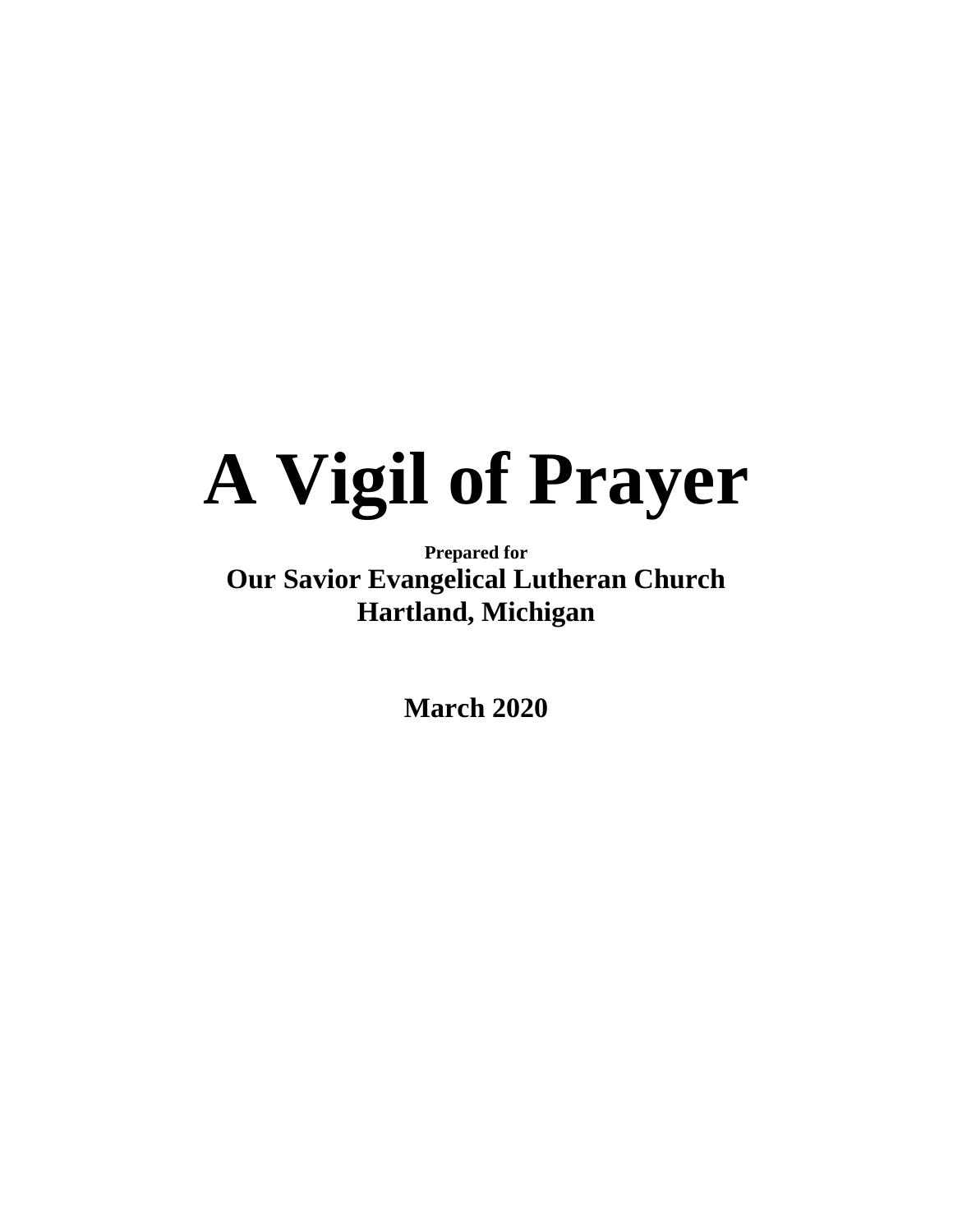# A Vigil of Prayer

**Prepared for**

**Our Savior Evangelical Lutheran Church**
**Hartland, Michigan**

**March 2020**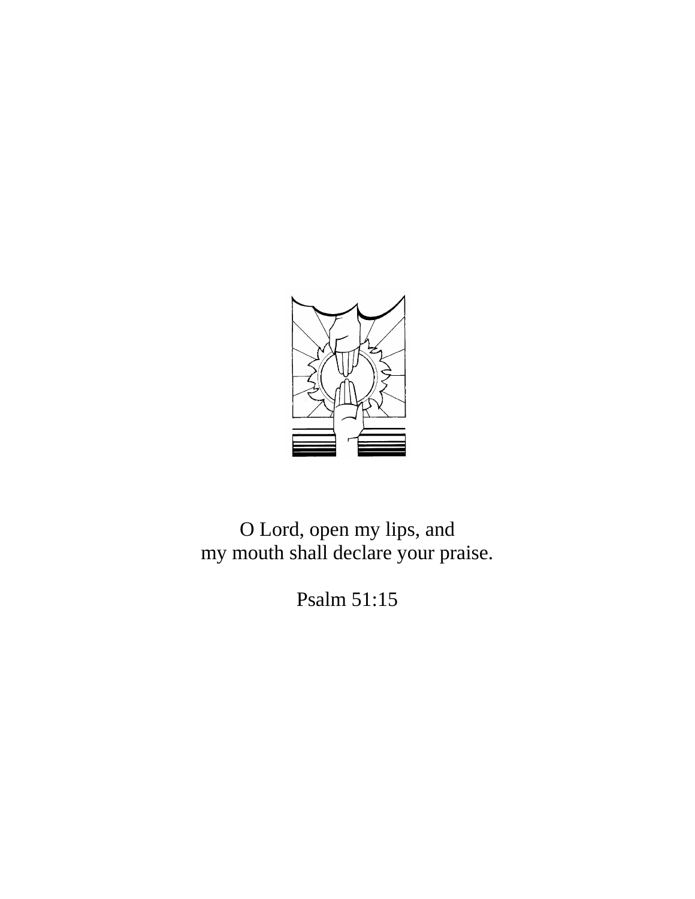O Lord, open my lips, and
my mouth shall declare your praise.

Psalm 51:15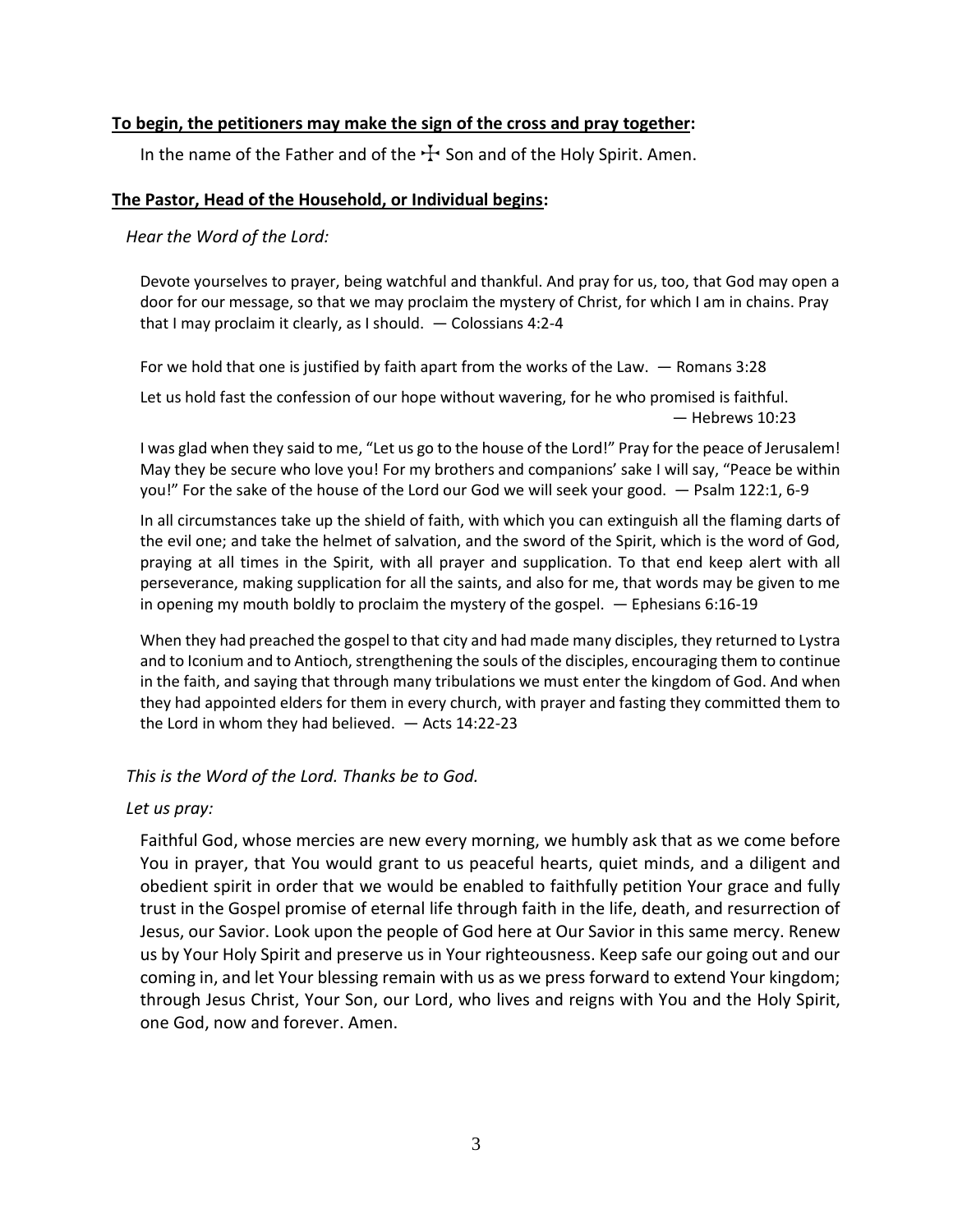**To begin, the petitioners may make the sign of the cross and pray together:**

In the name of the Father and of the ☩ Son and of the Holy Spirit. Amen.

**The Pastor, Head of the Household, or Individual begins:**

*Hear the Word of the Lord:*

Devote yourselves to prayer, being watchful and thankful. And pray for us, too, that God may open a door for our message, so that we may proclaim the mystery of Christ, for which I am in chains. Pray that I may proclaim it clearly, as I should. — Colossians 4:2-4

For we hold that one is justified by faith apart from the works of the Law. — Romans 3:28

Let us hold fast the confession of our hope without wavering, for he who promised is faithful. — Hebrews 10:23

I was glad when they said to me, "Let us go to the house of the Lord!" Pray for the peace of Jerusalem! May they be secure who love you! For my brothers and companions' sake I will say, "Peace be within you!" For the sake of the house of the Lord our God we will seek your good. — Psalm 122:1, 6-9

In all circumstances take up the shield of faith, with which you can extinguish all the flaming darts of the evil one; and take the helmet of salvation, and the sword of the Spirit, which is the word of God, praying at all times in the Spirit, with all prayer and supplication. To that end keep alert with all perseverance, making supplication for all the saints, and also for me, that words may be given to me in opening my mouth boldly to proclaim the mystery of the gospel. — Ephesians 6:16-19

When they had preached the gospel to that city and had made many disciples, they returned to Lystra and to Iconium and to Antioch, strengthening the souls of the disciples, encouraging them to continue in the faith, and saying that through many tribulations we must enter the kingdom of God. And when they had appointed elders for them in every church, with prayer and fasting they committed them to the Lord in whom they had believed. — Acts 14:22-23

*This is the Word of the Lord. Thanks be to God.*

*Let us pray:*

Faithful God, whose mercies are new every morning, we humbly ask that as we come before You in prayer, that You would grant to us peaceful hearts, quiet minds, and a diligent and obedient spirit in order that we would be enabled to faithfully petition Your grace and fully trust in the Gospel promise of eternal life through faith in the life, death, and resurrection of Jesus, our Savior. Look upon the people of God here at Our Savior in this same mercy. Renew us by Your Holy Spirit and preserve us in Your righteousness. Keep safe our going out and our coming in, and let Your blessing remain with us as we press forward to extend Your kingdom; through Jesus Christ, Your Son, our Lord, who lives and reigns with You and the Holy Spirit, one God, now and forever. Amen.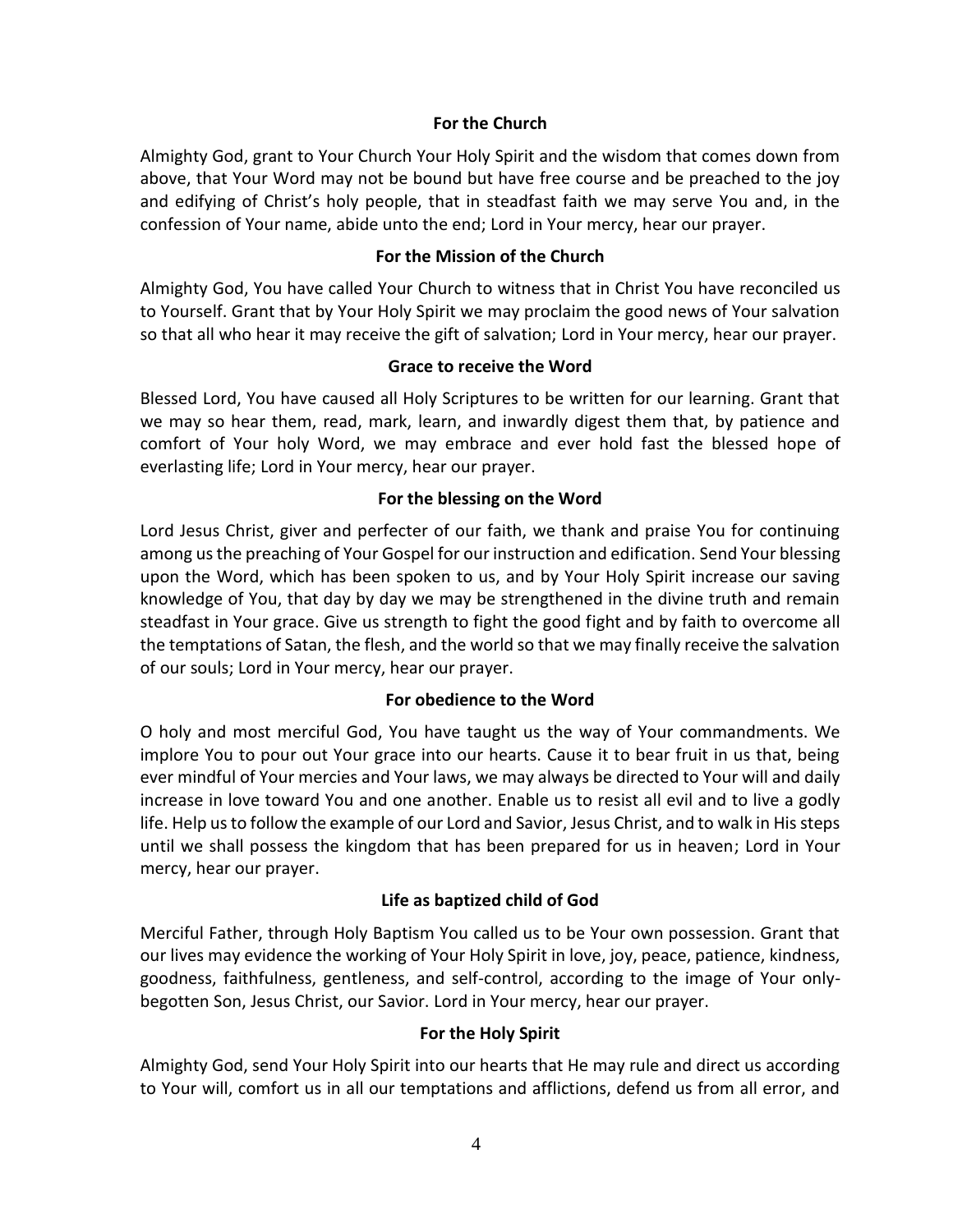### For the Church

Almighty God, grant to Your Church Your Holy Spirit and the wisdom that comes down from above, that Your Word may not be bound but have free course and be preached to the joy and edifying of Christ's holy people, that in steadfast faith we may serve You and, in the confession of Your name, abide unto the end; Lord in Your mercy, hear our prayer.

### For the Mission of the Church

Almighty God, You have called Your Church to witness that in Christ You have reconciled us to Yourself. Grant that by Your Holy Spirit we may proclaim the good news of Your salvation so that all who hear it may receive the gift of salvation; Lord in Your mercy, hear our prayer.

### Grace to receive the Word

Blessed Lord, You have caused all Holy Scriptures to be written for our learning. Grant that we may so hear them, read, mark, learn, and inwardly digest them that, by patience and comfort of Your holy Word, we may embrace and ever hold fast the blessed hope of everlasting life; Lord in Your mercy, hear our prayer.

### For the blessing on the Word

Lord Jesus Christ, giver and perfecter of our faith, we thank and praise You for continuing among us the preaching of Your Gospel for our instruction and edification. Send Your blessing upon the Word, which has been spoken to us, and by Your Holy Spirit increase our saving knowledge of You, that day by day we may be strengthened in the divine truth and remain steadfast in Your grace. Give us strength to fight the good fight and by faith to overcome all the temptations of Satan, the flesh, and the world so that we may finally receive the salvation of our souls; Lord in Your mercy, hear our prayer.

### For obedience to the Word

O holy and most merciful God, You have taught us the way of Your commandments. We implore You to pour out Your grace into our hearts. Cause it to bear fruit in us that, being ever mindful of Your mercies and Your laws, we may always be directed to Your will and daily increase in love toward You and one another. Enable us to resist all evil and to live a godly life. Help us to follow the example of our Lord and Savior, Jesus Christ, and to walk in His steps until we shall possess the kingdom that has been prepared for us in heaven; Lord in Your mercy, hear our prayer.

### Life as baptized child of God

Merciful Father, through Holy Baptism You called us to be Your own possession. Grant that our lives may evidence the working of Your Holy Spirit in love, joy, peace, patience, kindness, goodness, faithfulness, gentleness, and self-control, according to the image of Your only-begotten Son, Jesus Christ, our Savior. Lord in Your mercy, hear our prayer.

### For the Holy Spirit

Almighty God, send Your Holy Spirit into our hearts that He may rule and direct us according to Your will, comfort us in all our temptations and afflictions, defend us from all error, and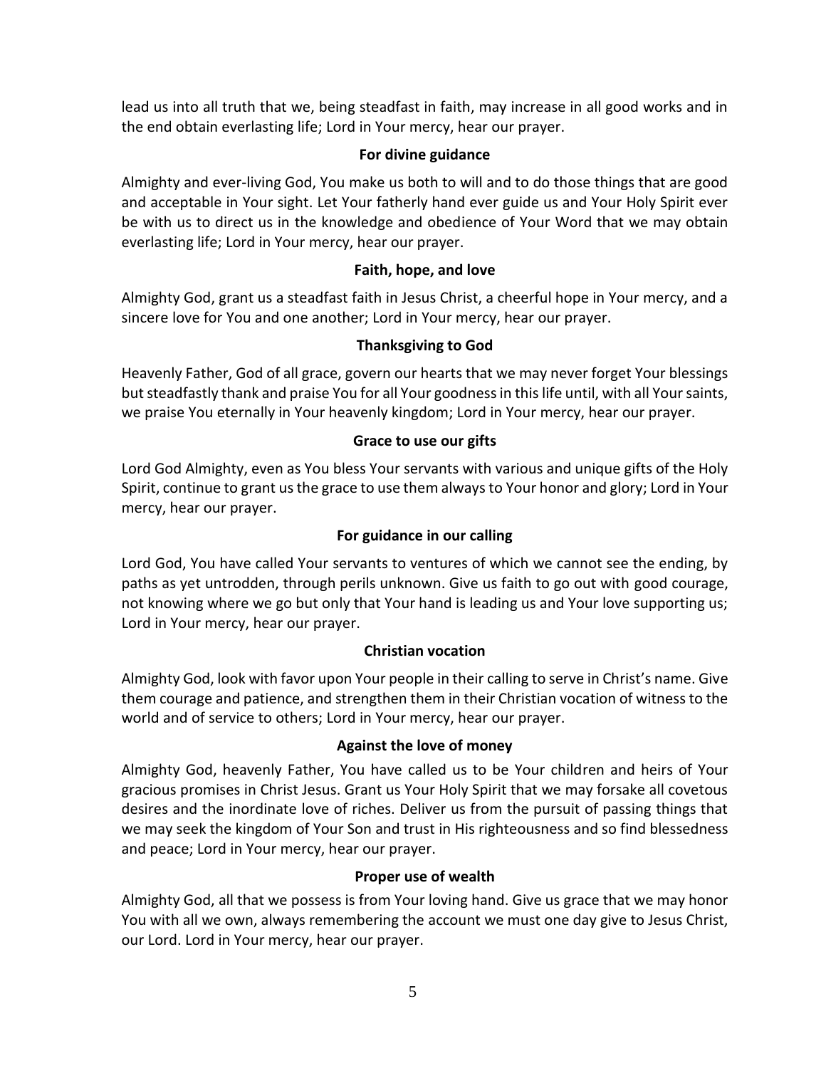lead us into all truth that we, being steadfast in faith, may increase in all good works and in the end obtain everlasting life; Lord in Your mercy, hear our prayer.

**For divine guidance**

Almighty and ever-living God, You make us both to will and to do those things that are good and acceptable in Your sight. Let Your fatherly hand ever guide us and Your Holy Spirit ever be with us to direct us in the knowledge and obedience of Your Word that we may obtain everlasting life; Lord in Your mercy, hear our prayer.

**Faith, hope, and love**

Almighty God, grant us a steadfast faith in Jesus Christ, a cheerful hope in Your mercy, and a sincere love for You and one another; Lord in Your mercy, hear our prayer.

**Thanksgiving to God**

Heavenly Father, God of all grace, govern our hearts that we may never forget Your blessings but steadfastly thank and praise You for all Your goodness in this life until, with all Your saints, we praise You eternally in Your heavenly kingdom; Lord in Your mercy, hear our prayer.

**Grace to use our gifts**

Lord God Almighty, even as You bless Your servants with various and unique gifts of the Holy Spirit, continue to grant us the grace to use them always to Your honor and glory; Lord in Your mercy, hear our prayer.

**For guidance in our calling**

Lord God, You have called Your servants to ventures of which we cannot see the ending, by paths as yet untrodden, through perils unknown. Give us faith to go out with good courage, not knowing where we go but only that Your hand is leading us and Your love supporting us; Lord in Your mercy, hear our prayer.

**Christian vocation**

Almighty God, look with favor upon Your people in their calling to serve in Christ's name. Give them courage and patience, and strengthen them in their Christian vocation of witness to the world and of service to others; Lord in Your mercy, hear our prayer.

**Against the love of money**

Almighty God, heavenly Father, You have called us to be Your children and heirs of Your gracious promises in Christ Jesus. Grant us Your Holy Spirit that we may forsake all covetous desires and the inordinate love of riches. Deliver us from the pursuit of passing things that we may seek the kingdom of Your Son and trust in His righteousness and so find blessedness and peace; Lord in Your mercy, hear our prayer.

**Proper use of wealth**

Almighty God, all that we possess is from Your loving hand. Give us grace that we may honor You with all we own, always remembering the account we must one day give to Jesus Christ, our Lord. Lord in Your mercy, hear our prayer.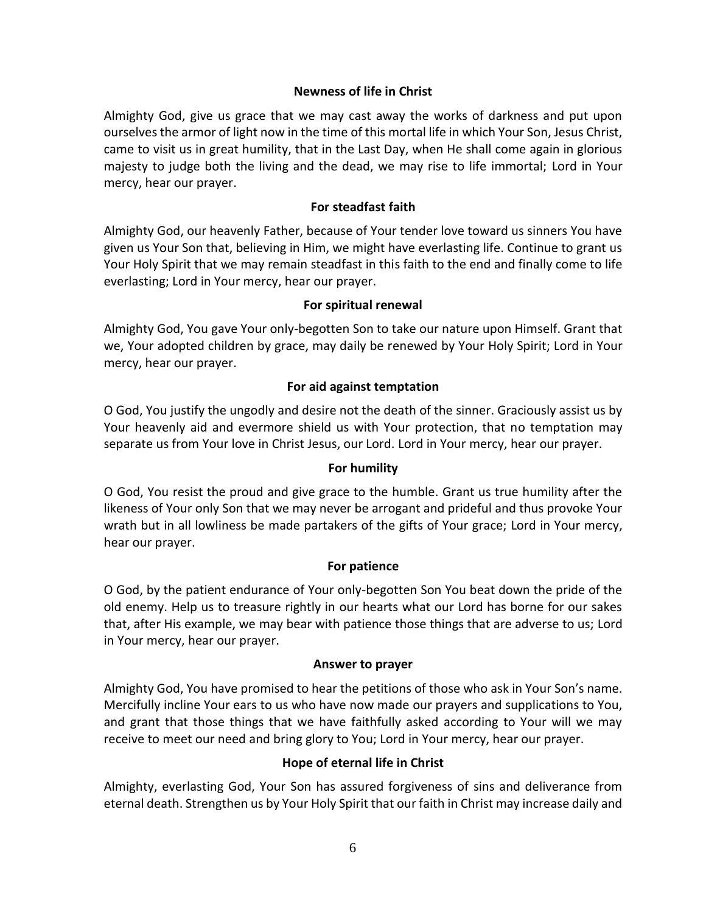### Newness of life in Christ

Almighty God, give us grace that we may cast away the works of darkness and put upon ourselves the armor of light now in the time of this mortal life in which Your Son, Jesus Christ, came to visit us in great humility, that in the Last Day, when He shall come again in glorious majesty to judge both the living and the dead, we may rise to life immortal; Lord in Your mercy, hear our prayer.

### For steadfast faith

Almighty God, our heavenly Father, because of Your tender love toward us sinners You have given us Your Son that, believing in Him, we might have everlasting life. Continue to grant us Your Holy Spirit that we may remain steadfast in this faith to the end and finally come to life everlasting; Lord in Your mercy, hear our prayer.

### For spiritual renewal

Almighty God, You gave Your only-begotten Son to take our nature upon Himself. Grant that we, Your adopted children by grace, may daily be renewed by Your Holy Spirit; Lord in Your mercy, hear our prayer.

### For aid against temptation

O God, You justify the ungodly and desire not the death of the sinner. Graciously assist us by Your heavenly aid and evermore shield us with Your protection, that no temptation may separate us from Your love in Christ Jesus, our Lord. Lord in Your mercy, hear our prayer.

### For humility

O God, You resist the proud and give grace to the humble. Grant us true humility after the likeness of Your only Son that we may never be arrogant and prideful and thus provoke Your wrath but in all lowliness be made partakers of the gifts of Your grace; Lord in Your mercy, hear our prayer.

### For patience

O God, by the patient endurance of Your only-begotten Son You beat down the pride of the old enemy. Help us to treasure rightly in our hearts what our Lord has borne for our sakes that, after His example, we may bear with patience those things that are adverse to us; Lord in Your mercy, hear our prayer.

### Answer to prayer

Almighty God, You have promised to hear the petitions of those who ask in Your Son's name. Mercifully incline Your ears to us who have now made our prayers and supplications to You, and grant that those things that we have faithfully asked according to Your will we may receive to meet our need and bring glory to You; Lord in Your mercy, hear our prayer.

### Hope of eternal life in Christ

Almighty, everlasting God, Your Son has assured forgiveness of sins and deliverance from eternal death. Strengthen us by Your Holy Spirit that our faith in Christ may increase daily and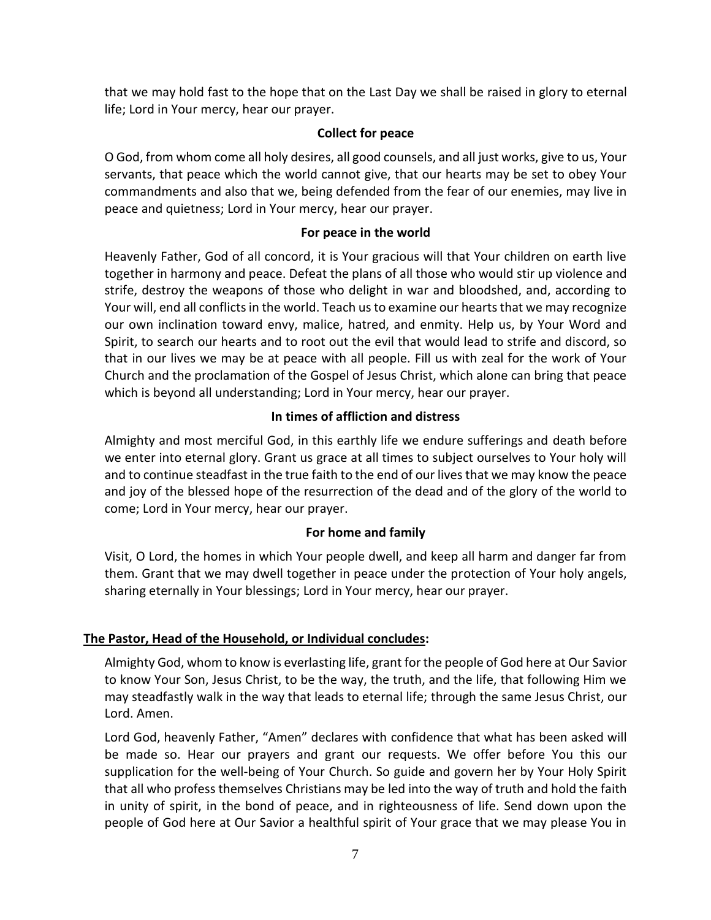that we may hold fast to the hope that on the Last Day we shall be raised in glory to eternal life; Lord in Your mercy, hear our prayer.

**Collect for peace**

O God, from whom come all holy desires, all good counsels, and all just works, give to us, Your servants, that peace which the world cannot give, that our hearts may be set to obey Your commandments and also that we, being defended from the fear of our enemies, may live in peace and quietness; Lord in Your mercy, hear our prayer.

**For peace in the world**

Heavenly Father, God of all concord, it is Your gracious will that Your children on earth live together in harmony and peace. Defeat the plans of all those who would stir up violence and strife, destroy the weapons of those who delight in war and bloodshed, and, according to Your will, end all conflicts in the world. Teach us to examine our hearts that we may recognize our own inclination toward envy, malice, hatred, and enmity. Help us, by Your Word and Spirit, to search our hearts and to root out the evil that would lead to strife and discord, so that in our lives we may be at peace with all people. Fill us with zeal for the work of Your Church and the proclamation of the Gospel of Jesus Christ, which alone can bring that peace which is beyond all understanding; Lord in Your mercy, hear our prayer.

**In times of affliction and distress**

Almighty and most merciful God, in this earthly life we endure sufferings and death before we enter into eternal glory. Grant us grace at all times to subject ourselves to Your holy will and to continue steadfast in the true faith to the end of our lives that we may know the peace and joy of the blessed hope of the resurrection of the dead and of the glory of the world to come; Lord in Your mercy, hear our prayer.

**For home and family**

Visit, O Lord, the homes in which Your people dwell, and keep all harm and danger far from them. Grant that we may dwell together in peace under the protection of Your holy angels, sharing eternally in Your blessings; Lord in Your mercy, hear our prayer.

**The Pastor, Head of the Household, or Individual concludes:**

Almighty God, whom to know is everlasting life, grant for the people of God here at Our Savior to know Your Son, Jesus Christ, to be the way, the truth, and the life, that following Him we may steadfastly walk in the way that leads to eternal life; through the same Jesus Christ, our Lord. Amen.

Lord God, heavenly Father, "Amen" declares with confidence that what has been asked will be made so. Hear our prayers and grant our requests. We offer before You this our supplication for the well-being of Your Church. So guide and govern her by Your Holy Spirit that all who profess themselves Christians may be led into the way of truth and hold the faith in unity of spirit, in the bond of peace, and in righteousness of life. Send down upon the people of God here at Our Savior a healthful spirit of Your grace that we may please You in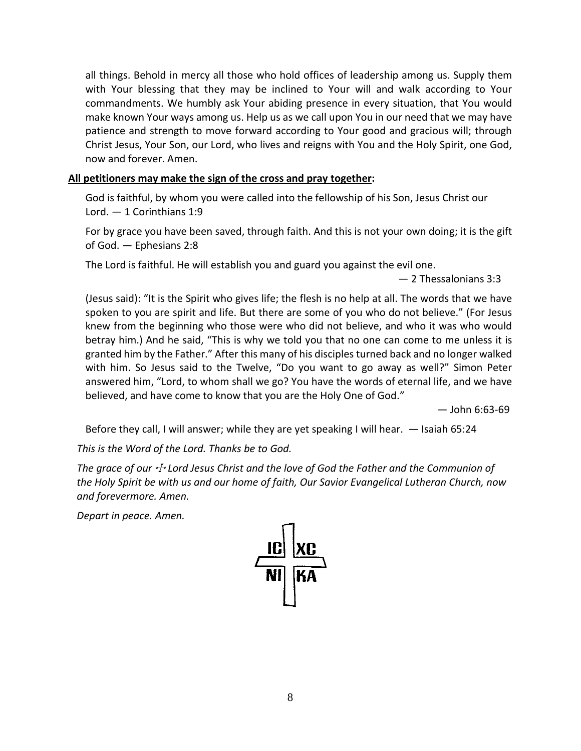all things. Behold in mercy all those who hold offices of leadership among us. Supply them with Your blessing that they may be inclined to Your will and walk according to Your commandments. We humbly ask Your abiding presence in every situation, that You would make known Your ways among us. Help us as we call upon You in our need that we may have patience and strength to move forward according to Your good and gracious will; through Christ Jesus, Your Son, our Lord, who lives and reigns with You and the Holy Spirit, one God, now and forever. Amen.

**All petitioners may make the sign of the cross and pray together:**

God is faithful, by whom you were called into the fellowship of his Son, Jesus Christ our Lord. — 1 Corinthians 1:9

For by grace you have been saved, through faith. And this is not your own doing; it is the gift of God. — Ephesians 2:8

The Lord is faithful. He will establish you and guard you against the evil one.
— 2 Thessalonians 3:3

(Jesus said): "It is the Spirit who gives life; the flesh is no help at all. The words that we have spoken to you are spirit and life. But there are some of you who do not believe." (For Jesus knew from the beginning who those were who did not believe, and who it was who would betray him.) And he said, "This is why we told you that no one can come to me unless it is granted him by the Father." After this many of his disciples turned back and no longer walked with him. So Jesus said to the Twelve, "Do you want to go away as well?" Simon Peter answered him, "Lord, to whom shall we go? You have the words of eternal life, and we have believed, and have come to know that you are the Holy One of God."
— John 6:63-69

Before they call, I will answer; while they are yet speaking I will hear. — Isaiah 65:24

*This is the Word of the Lord. Thanks be to God.*

*The grace of our ☩ Lord Jesus Christ and the love of God the Father and the Communion of the Holy Spirit be with us and our home of faith, Our Savior Evangelical Lutheran Church, now and forevermore. Amen.*

*Depart in peace. Amen.*

IC XC
NI KA